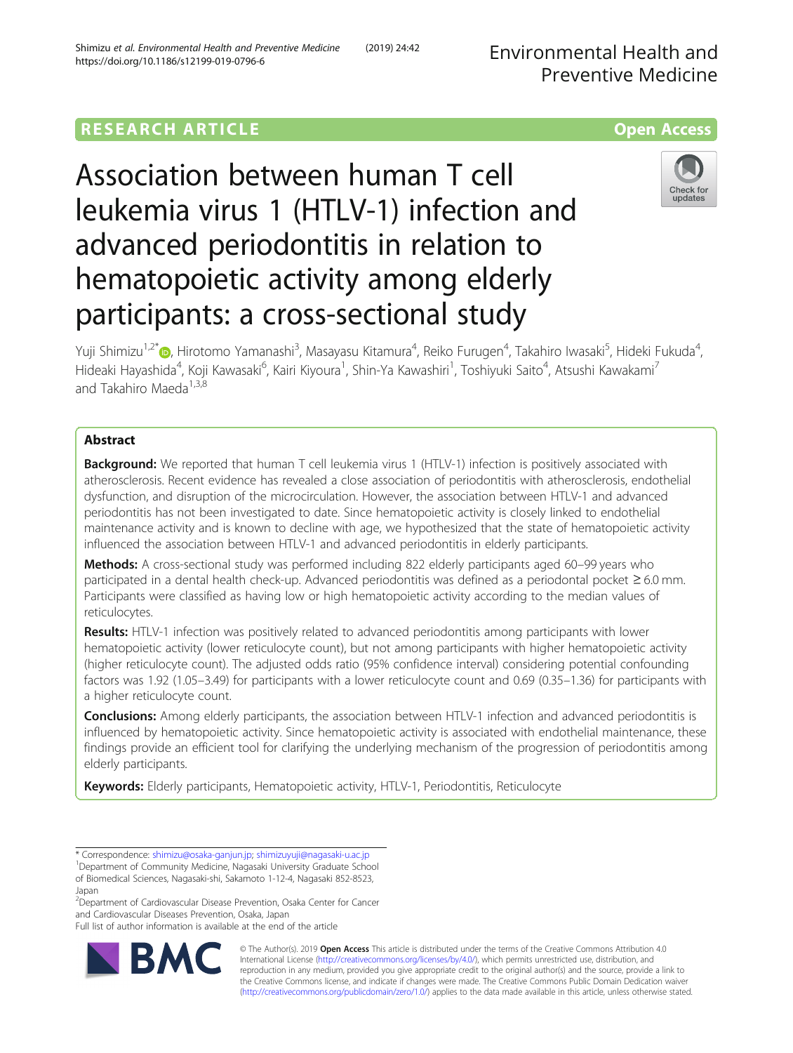RESEARCH ARTICLE

Open Access

# Association between human T cell leukemia virus 1 (HTLV-1) infection and advanced periodontitis in relation to hematopoietic activity among elderly participants: a cross-sectional study

Yuji Shimizu[1,2*], Hirotomo Yamanashi[3], Masayasu Kitamura[4], Reiko Furugen[4], Takahiro Iwasaki[5], Hideki Fukuda[4], Hideaki Hayashida[4], Koji Kawasaki[6], Kairi Kiyoura[1], Shin-Ya Kawashiri[1], Toshiyuki Saito[4], Atsushi Kawakami[7] and Takahiro Maeda[1,3,8]

## Abstract

**Background:** We reported that human T cell leukemia virus 1 (HTLV-1) infection is positively associated with atherosclerosis. Recent evidence has revealed a close association of periodontitis with atherosclerosis, endothelial dysfunction, and disruption of the microcirculation. However, the association between HTLV-1 and advanced periodontitis has not been investigated to date. Since hematopoietic activity is closely linked to endothelial maintenance activity and is known to decline with age, we hypothesized that the state of hematopoietic activity influenced the association between HTLV-1 and advanced periodontitis in elderly participants.

**Methods:** A cross-sectional study was performed including 822 elderly participants aged 60–99 years who participated in a dental health check-up. Advanced periodontitis was defined as a periodontal pocket ≥ 6.0 mm. Participants were classified as having low or high hematopoietic activity according to the median values of reticulocytes.

**Results:** HTLV-1 infection was positively related to advanced periodontitis among participants with lower hematopoietic activity (lower reticulocyte count), but not among participants with higher hematopoietic activity (higher reticulocyte count). The adjusted odds ratio (95% confidence interval) considering potential confounding factors was 1.92 (1.05–3.49) for participants with a lower reticulocyte count and 0.69 (0.35–1.36) for participants with a higher reticulocyte count.

**Conclusions:** Among elderly participants, the association between HTLV-1 infection and advanced periodontitis is influenced by hematopoietic activity. Since hematopoietic activity is associated with endothelial maintenance, these findings provide an efficient tool for clarifying the underlying mechanism of the progression of periodontitis among elderly participants.

**Keywords:** Elderly participants, Hematopoietic activity, HTLV-1, Periodontitis, Reticulocyte

---

\* Correspondence: shimizu@osaka-ganjun.jp; shimizuyuji@nagasaki-u.ac.jp
[1]Department of Community Medicine, Nagasaki University Graduate School of Biomedical Sciences, Nagasaki-shi, Sakamoto 1-12-4, Nagasaki 852-8523, Japan
[2]Department of Cardiovascular Disease Prevention, Osaka Center for Cancer and Cardiovascular Diseases Prevention, Osaka, Japan
Full list of author information is available at the end of the article

© The Author(s). 2019 **Open Access** This article is distributed under the terms of the Creative Commons Attribution 4.0 International License (http://creativecommons.org/licenses/by/4.0/), which permits unrestricted use, distribution, and reproduction in any medium, provided you give appropriate credit to the original author(s) and the source, provide a link to the Creative Commons license, and indicate if changes were made. The Creative Commons Public Domain Dedication waiver (http://creativecommons.org/publicdomain/zero/1.0/) applies to the data made available in this article, unless otherwise stated.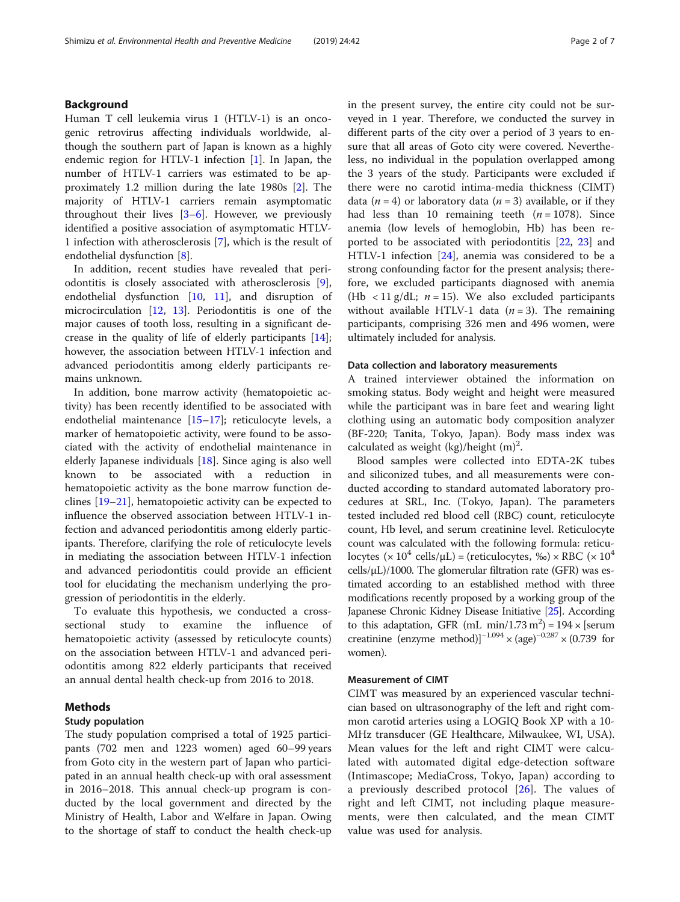## Background

Human T cell leukemia virus 1 (HTLV-1) is an oncogenic retrovirus affecting individuals worldwide, although the southern part of Japan is known as a highly endemic region for HTLV-1 infection [1]. In Japan, the number of HTLV-1 carriers was estimated to be approximately 1.2 million during the late 1980s [2]. The majority of HTLV-1 carriers remain asymptomatic throughout their lives [3–6]. However, we previously identified a positive association of asymptomatic HTLV-1 infection with atherosclerosis [7], which is the result of endothelial dysfunction [8].

In addition, recent studies have revealed that periodontitis is closely associated with atherosclerosis [9], endothelial dysfunction [10, 11], and disruption of microcirculation [12, 13]. Periodontitis is one of the major causes of tooth loss, resulting in a significant decrease in the quality of life of elderly participants [14]; however, the association between HTLV-1 infection and advanced periodontitis among elderly participants remains unknown.

In addition, bone marrow activity (hematopoietic activity) has been recently identified to be associated with endothelial maintenance [15–17]; reticulocyte levels, a marker of hematopoietic activity, were found to be associated with the activity of endothelial maintenance in elderly Japanese individuals [18]. Since aging is also well known to be associated with a reduction in hematopoietic activity as the bone marrow function declines [19–21], hematopoietic activity can be expected to influence the observed association between HTLV-1 infection and advanced periodontitis among elderly participants. Therefore, clarifying the role of reticulocyte levels in mediating the association between HTLV-1 infection and advanced periodontitis could provide an efficient tool for elucidating the mechanism underlying the progression of periodontitis in the elderly.

To evaluate this hypothesis, we conducted a cross-sectional study to examine the influence of hematopoietic activity (assessed by reticulocyte counts) on the association between HTLV-1 and advanced periodontitis among 822 elderly participants that received an annual dental health check-up from 2016 to 2018.

## Methods

### Study population

The study population comprised a total of 1925 participants (702 men and 1223 women) aged 60–99 years from Goto city in the western part of Japan who participated in an annual health check-up with oral assessment in 2016–2018. This annual check-up program is conducted by the local government and directed by the Ministry of Health, Labor and Welfare in Japan. Owing to the shortage of staff to conduct the health check-up in the present survey, the entire city could not be surveyed in 1 year. Therefore, we conducted the survey in different parts of the city over a period of 3 years to ensure that all areas of Goto city were covered. Nevertheless, no individual in the population overlapped among the 3 years of the study. Participants were excluded if there were no carotid intima-media thickness (CIMT) data ($n = 4$) or laboratory data ($n = 3$) available, or if they had less than 10 remaining teeth ($n = 1078$). Since anemia (low levels of hemoglobin, Hb) has been reported to be associated with periodontitis [22, 23] and HTLV-1 infection [24], anemia was considered to be a strong confounding factor for the present analysis; therefore, we excluded participants diagnosed with anemia (Hb $< 11$ g/dL; $n = 15$). We also excluded participants without available HTLV-1 data ($n = 3$). The remaining participants, comprising 326 men and 496 women, were ultimately included for analysis.

### Data collection and laboratory measurements

A trained interviewer obtained the information on smoking status. Body weight and height were measured while the participant was in bare feet and wearing light clothing using an automatic body composition analyzer (BF-220; Tanita, Tokyo, Japan). Body mass index was calculated as weight (kg)/height $(m)^2$.

Blood samples were collected into EDTA-2K tubes and siliconized tubes, and all measurements were conducted according to standard automated laboratory procedures at SRL, Inc. (Tokyo, Japan). The parameters tested included red blood cell (RBC) count, reticulocyte count, Hb level, and serum creatinine level. Reticulocyte count was calculated with the following formula: reticulocytes ($\times 10^4$ cells/μL) = (reticulocytes, ‰) × RBC ($\times 10^4$ cells/μL)/1000. The glomerular filtration rate (GFR) was estimated according to an established method with three modifications recently proposed by a working group of the Japanese Chronic Kidney Disease Initiative [25]. According to this adaptation, GFR (mL min/1.73 $m^2$) = $194 \times [\text{serum creatinine (enzyme method)}]^{-1.094} \times (\text{age})^{-0.287} \times$ (0.739 for women).

### Measurement of CIMT

CIMT was measured by an experienced vascular technician based on ultrasonography of the left and right common carotid arteries using a LOGIQ Book XP with a 10-MHz transducer (GE Healthcare, Milwaukee, WI, USA). Mean values for the left and right CIMT were calculated with automated digital edge-detection software (Intimascope; MediaCross, Tokyo, Japan) according to a previously described protocol [26]. The values of right and left CIMT, not including plaque measurements, were then calculated, and the mean CIMT value was used for analysis.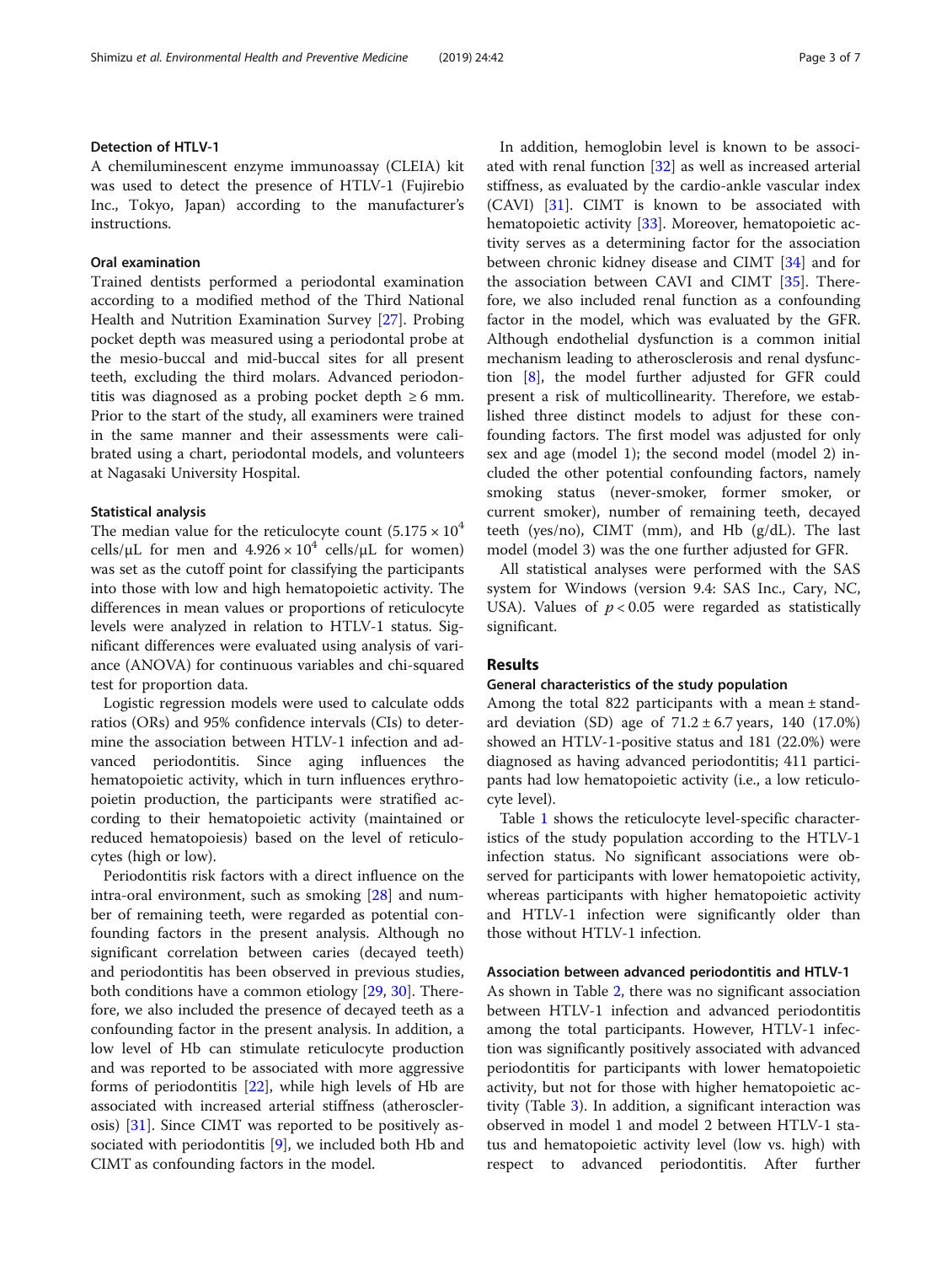### Detection of HTLV-1

A chemiluminescent enzyme immunoassay (CLEIA) kit was used to detect the presence of HTLV-1 (Fujirebio Inc., Tokyo, Japan) according to the manufacturer's instructions.

### Oral examination

Trained dentists performed a periodontal examination according to a modified method of the Third National Health and Nutrition Examination Survey [27]. Probing pocket depth was measured using a periodontal probe at the mesio-buccal and mid-buccal sites for all present teeth, excluding the third molars. Advanced periodontitis was diagnosed as a probing pocket depth ≥ 6 mm. Prior to the start of the study, all examiners were trained in the same manner and their assessments were calibrated using a chart, periodontal models, and volunteers at Nagasaki University Hospital.

### Statistical analysis

The median value for the reticulocyte count ($5.175 \times 10^4$ cells/μL for men and $4.926 \times 10^4$ cells/μL for women) was set as the cutoff point for classifying the participants into those with low and high hematopoietic activity. The differences in mean values or proportions of reticulocyte levels were analyzed in relation to HTLV-1 status. Significant differences were evaluated using analysis of variance (ANOVA) for continuous variables and chi-squared test for proportion data.

Logistic regression models were used to calculate odds ratios (ORs) and 95% confidence intervals (CIs) to determine the association between HTLV-1 infection and advanced periodontitis. Since aging influences the hematopoietic activity, which in turn influences erythropoietin production, the participants were stratified according to their hematopoietic activity (maintained or reduced hematopoiesis) based on the level of reticulocytes (high or low).

Periodontitis risk factors with a direct influence on the intra-oral environment, such as smoking [28] and number of remaining teeth, were regarded as potential confounding factors in the present analysis. Although no significant correlation between caries (decayed teeth) and periodontitis has been observed in previous studies, both conditions have a common etiology [29, 30]. Therefore, we also included the presence of decayed teeth as a confounding factor in the present analysis. In addition, a low level of Hb can stimulate reticulocyte production and was reported to be associated with more aggressive forms of periodontitis [22], while high levels of Hb are associated with increased arterial stiffness (atherosclerosis) [31]. Since CIMT was reported to be positively associated with periodontitis [9], we included both Hb and CIMT as confounding factors in the model.

In addition, hemoglobin level is known to be associated with renal function [32] as well as increased arterial stiffness, as evaluated by the cardio-ankle vascular index (CAVI) [31]. CIMT is known to be associated with hematopoietic activity [33]. Moreover, hematopoietic activity serves as a determining factor for the association between chronic kidney disease and CIMT [34] and for the association between CAVI and CIMT [35]. Therefore, we also included renal function as a confounding factor in the model, which was evaluated by the GFR. Although endothelial dysfunction is a common initial mechanism leading to atherosclerosis and renal dysfunction [8], the model further adjusted for GFR could present a risk of multicollinearity. Therefore, we established three distinct models to adjust for these confounding factors. The first model was adjusted for only sex and age (model 1); the second model (model 2) included the other potential confounding factors, namely smoking status (never-smoker, former smoker, or current smoker), number of remaining teeth, decayed teeth (yes/no), CIMT (mm), and Hb (g/dL). The last model (model 3) was the one further adjusted for GFR.

All statistical analyses were performed with the SAS system for Windows (version 9.4: SAS Inc., Cary, NC, USA). Values of $p < 0.05$ were regarded as statistically significant.

## Results

### General characteristics of the study population

Among the total 822 participants with a mean ± standard deviation (SD) age of 71.2 ± 6.7 years, 140 (17.0%) showed an HTLV-1-positive status and 181 (22.0%) were diagnosed as having advanced periodontitis; 411 participants had low hematopoietic activity (i.e., a low reticulocyte level).

Table 1 shows the reticulocyte level-specific characteristics of the study population according to the HTLV-1 infection status. No significant associations were observed for participants with lower hematopoietic activity, whereas participants with higher hematopoietic activity and HTLV-1 infection were significantly older than those without HTLV-1 infection.

### Association between advanced periodontitis and HTLV-1

As shown in Table 2, there was no significant association between HTLV-1 infection and advanced periodontitis among the total participants. However, HTLV-1 infection was significantly positively associated with advanced periodontitis for participants with lower hematopoietic activity, but not for those with higher hematopoietic activity (Table 3). In addition, a significant interaction was observed in model 1 and model 2 between HTLV-1 status and hematopoietic activity level (low vs. high) with respect to advanced periodontitis. After further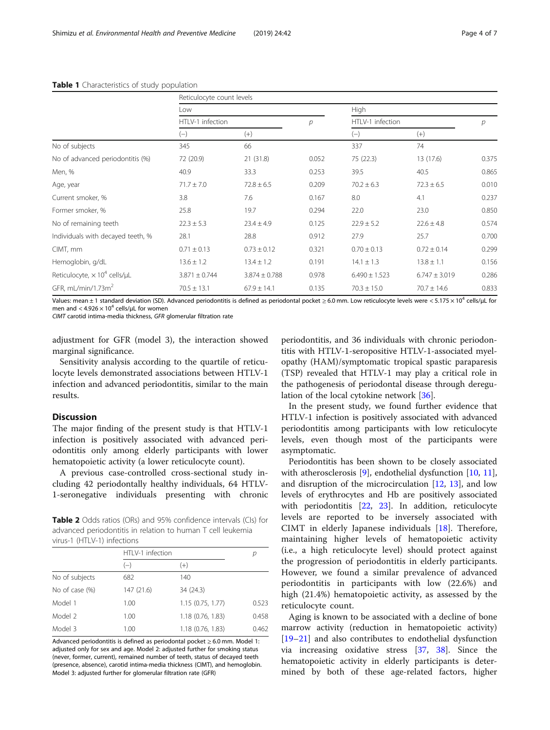**Table 1** Characteristics of study population

| | Reticulocyte count levels | | | | | |
|---|---|---|---|---|---|---|
| | Low | | | High | | |
| | HTLV-1 infection | | $p$ | HTLV-1 infection | | $p$ |
| | (−) | (+) | | (−) | (+) | |
| No of subjects | 345 | 66 | | 337 | 74 | |
| No of advanced periodontitis (%) | 72 (20.9) | 21 (31.8) | 0.052 | 75 (22.3) | 13 (17.6) | 0.375 |
| Men, % | 40.9 | 33.3 | 0.253 | 39.5 | 40.5 | 0.865 |
| Age, year | 71.7 ± 7.0 | 72.8 ± 6.5 | 0.209 | 70.2 ± 6.3 | 72.3 ± 6.5 | 0.010 |
| Current smoker, % | 3.8 | 7.6 | 0.167 | 8.0 | 4.1 | 0.237 |
| Former smoker, % | 25.8 | 19.7 | 0.294 | 22.0 | 23.0 | 0.850 |
| No of remaining teeth | 22.3 ± 5.3 | 23.4 ± 4.9 | 0.125 | 22.9 ± 5.2 | 22.6 ± 4.8 | 0.574 |
| Individuals with decayed teeth, % | 28.1 | 28.8 | 0.912 | 27.9 | 25.7 | 0.700 |
| CIMT, mm | 0.71 ± 0.13 | 0.73 ± 0.12 | 0.321 | 0.70 ± 0.13 | 0.72 ± 0.14 | 0.299 |
| Hemoglobin, g/dL | 13.6 ± 1.2 | 13.4 ± 1.2 | 0.191 | 14.1 ± 1.3 | 13.8 ± 1.1 | 0.156 |
| Reticulocyte, × $10^4$ cells/μL | 3.871 ± 0.744 | 3.874 ± 0.788 | 0.978 | 6.490 ± 1.523 | 6.747 ± 3.019 | 0.286 |
| GFR, mL/min/1.73m$^2$ | 70.5 ± 13.1 | 67.9 ± 14.1 | 0.135 | 70.3 ± 15.0 | 70.7 ± 14.6 | 0.833 |

Values: mean ± 1 standard deviation (SD). Advanced periodontitis is defined as periodontal pocket ≥ 6.0 mm. Low reticulocyte levels were < 5.175 × $10^4$ cells/μL for men and < 4.926 × $10^4$ cells/μL for women

*CIMT* carotid intima-media thickness, *GFR* glomerular filtration rate

adjustment for GFR (model 3), the interaction showed marginal significance.

Sensitivity analysis according to the quartile of reticulocyte levels demonstrated associations between HTLV-1 infection and advanced periodontitis, similar to the main results.

## Discussion

The major finding of the present study is that HTLV-1 infection is positively associated with advanced periodontitis only among elderly participants with lower hematopoietic activity (a lower reticulocyte count).

A previous case-controlled cross-sectional study including 42 periodontally healthy individuals, 64 HTLV-1-seronegative individuals presenting with chronic periodontitis, and 36 individuals with chronic periodontitis with HTLV-1-seropositive HTLV-1-associated myelopathy (HAM)/symptomatic tropical spastic paraparesis (TSP) revealed that HTLV-1 may play a critical role in the pathogenesis of periodontal disease through deregulation of the local cytokine network [36].

In the present study, we found further evidence that HTLV-1 infection is positively associated with advanced periodontitis among participants with low reticulocyte levels, even though most of the participants were asymptomatic.

Periodontitis has been shown to be closely associated with atherosclerosis [9], endothelial dysfunction [10, 11], and disruption of the microcirculation [12, 13], and low levels of erythrocytes and Hb are positively associated with periodontitis [22, 23]. In addition, reticulocyte levels are reported to be inversely associated with CIMT in elderly Japanese individuals [18]. Therefore, maintaining higher levels of hematopoietic activity (i.e., a high reticulocyte level) should protect against the progression of periodontitis in elderly participants. However, we found a similar prevalence of advanced periodontitis in participants with low (22.6%) and high (21.4%) hematopoietic activity, as assessed by the reticulocyte count.

Aging is known to be associated with a decline of bone marrow activity (reduction in hematopoietic activity) [19–21] and also contributes to endothelial dysfunction via increasing oxidative stress [37, 38]. Since the hematopoietic activity in elderly participants is determined by both of these age-related factors, higher

**Table 2** Odds ratios (ORs) and 95% confidence intervals (CIs) for advanced periodontitis in relation to human T cell leukemia virus-1 (HTLV-1) infections

| | HTLV-1 infection | | $p$ |
|---|---|---|---|
| | (−) | (+) | |
| No of subjects | 682 | 140 | |
| No of case (%) | 147 (21.6) | 34 (24.3) | |
| Model 1 | 1.00 | 1.15 (0.75, 1.77) | 0.523 |
| Model 2 | 1.00 | 1.18 (0.76, 1.83) | 0.458 |
| Model 3 | 1.00 | 1.18 (0.76, 1.83) | 0.462 |

Advanced periodontitis is defined as periodontal pocket ≥ 6.0 mm. Model 1: adjusted only for sex and age. Model 2: adjusted further for smoking status (never, former, current), remained number of teeth, status of decayed teeth (presence, absence), carotid intima-media thickness (CIMT), and hemoglobin. Model 3: adjusted further for glomerular filtration rate (GFR)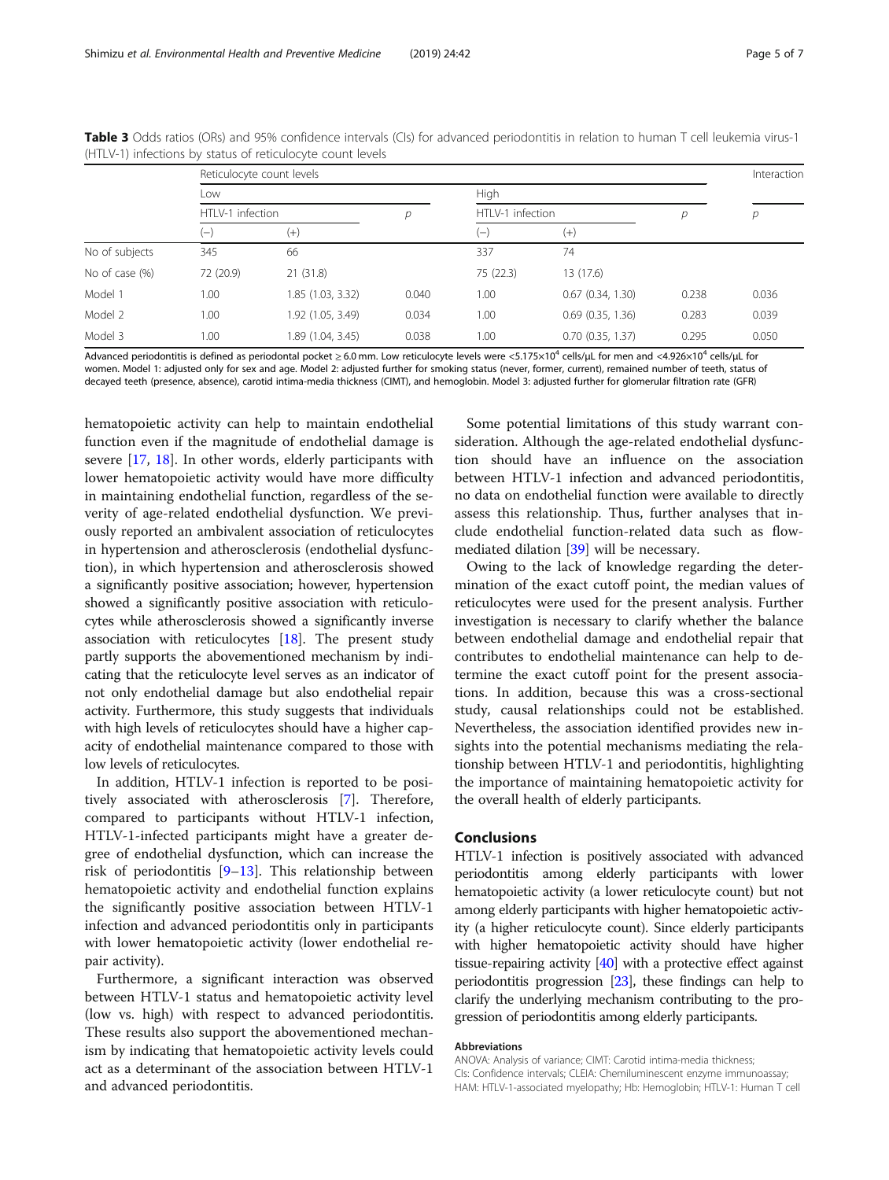**Table 3** Odds ratios (ORs) and 95% confidence intervals (CIs) for advanced periodontitis in relation to human T cell leukemia virus-1 (HTLV-1) infections by status of reticulocyte count levels

| | Reticulocyte count levels | | | | | | Interaction |
|---|---|---|---|---|---|---|---|
| | Low | | | High | | | |
| | HTLV-1 infection | | $p$ | HTLV-1 infection | | $p$ | $p$ |
| | (−) | (+) | | (−) | (+) | | |
| No of subjects | 345 | 66 | | 337 | 74 | | |
| No of case (%) | 72 (20.9) | 21 (31.8) | | 75 (22.3) | 13 (17.6) | | |
| Model 1 | 1.00 | 1.85 (1.03, 3.32) | 0.040 | 1.00 | 0.67 (0.34, 1.30) | 0.238 | 0.036 |
| Model 2 | 1.00 | 1.92 (1.05, 3.49) | 0.034 | 1.00 | 0.69 (0.35, 1.36) | 0.283 | 0.039 |
| Model 3 | 1.00 | 1.89 (1.04, 3.45) | 0.038 | 1.00 | 0.70 (0.35, 1.37) | 0.295 | 0.050 |

Advanced periodontitis is defined as periodontal pocket ≥ 6.0 mm. Low reticulocyte levels were <$5.175\times10^4$ cells/μL for men and <$4.926\times10^4$ cells/μL for women. Model 1: adjusted only for sex and age. Model 2: adjusted further for smoking status (never, former, current), remained number of teeth, status of decayed teeth (presence, absence), carotid intima-media thickness (CIMT), and hemoglobin. Model 3: adjusted further for glomerular filtration rate (GFR)

hematopoietic activity can help to maintain endothelial function even if the magnitude of endothelial damage is severe [17, 18]. In other words, elderly participants with lower hematopoietic activity would have more difficulty in maintaining endothelial function, regardless of the severity of age-related endothelial dysfunction. We previously reported an ambivalent association of reticulocytes in hypertension and atherosclerosis (endothelial dysfunction), in which hypertension and atherosclerosis showed a significantly positive association; however, hypertension showed a significantly positive association with reticulocytes while atherosclerosis showed a significantly inverse association with reticulocytes [18]. The present study partly supports the abovementioned mechanism by indicating that the reticulocyte level serves as an indicator of not only endothelial damage but also endothelial repair activity. Furthermore, this study suggests that individuals with high levels of reticulocytes should have a higher capacity of endothelial maintenance compared to those with low levels of reticulocytes.

In addition, HTLV-1 infection is reported to be positively associated with atherosclerosis [7]. Therefore, compared to participants without HTLV-1 infection, HTLV-1-infected participants might have a greater degree of endothelial dysfunction, which can increase the risk of periodontitis [9–13]. This relationship between hematopoietic activity and endothelial function explains the significantly positive association between HTLV-1 infection and advanced periodontitis only in participants with lower hematopoietic activity (lower endothelial repair activity).

Furthermore, a significant interaction was observed between HTLV-1 status and hematopoietic activity level (low vs. high) with respect to advanced periodontitis. These results also support the abovementioned mechanism by indicating that hematopoietic activity levels could act as a determinant of the association between HTLV-1 and advanced periodontitis.

Some potential limitations of this study warrant consideration. Although the age-related endothelial dysfunction should have an influence on the association between HTLV-1 infection and advanced periodontitis, no data on endothelial function were available to directly assess this relationship. Thus, further analyses that include endothelial function-related data such as flow-mediated dilation [39] will be necessary.

Owing to the lack of knowledge regarding the determination of the exact cutoff point, the median values of reticulocytes were used for the present analysis. Further investigation is necessary to clarify whether the balance between endothelial damage and endothelial repair that contributes to endothelial maintenance can help to determine the exact cutoff point for the present associations. In addition, because this was a cross-sectional study, causal relationships could not be established. Nevertheless, the association identified provides new insights into the potential mechanisms mediating the relationship between HTLV-1 and periodontitis, highlighting the importance of maintaining hematopoietic activity for the overall health of elderly participants.

## Conclusions

HTLV-1 infection is positively associated with advanced periodontitis among elderly participants with lower hematopoietic activity (a lower reticulocyte count) but not among elderly participants with higher hematopoietic activity (a higher reticulocyte count). Since elderly participants with higher hematopoietic activity should have higher tissue-repairing activity [40] with a protective effect against periodontitis progression [23], these findings can help to clarify the underlying mechanism contributing to the progression of periodontitis among elderly participants.

#### Abbreviations

ANOVA: Analysis of variance; CIMT: Carotid intima-media thickness; CIs: Confidence intervals; CLEIA: Chemiluminescent enzyme immunoassay; HAM: HTLV-1-associated myelopathy; Hb: Hemoglobin; HTLV-1: Human T cell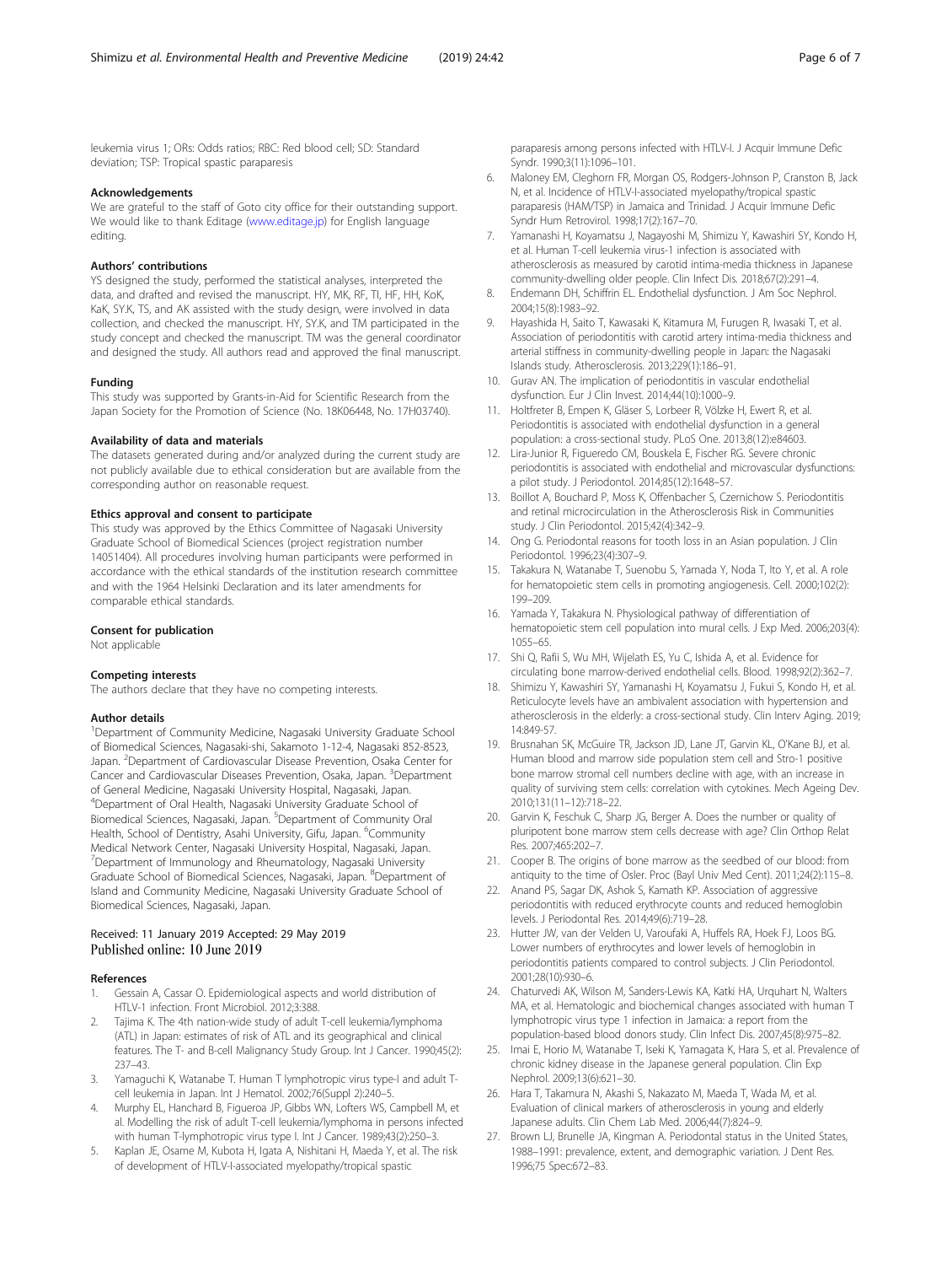leukemia virus 1; ORs: Odds ratios; RBC: Red blood cell; SD: Standard deviation; TSP: Tropical spastic paraparesis

### Acknowledgements

We are grateful to the staff of Goto city office for their outstanding support. We would like to thank Editage (www.editage.jp) for English language editing.

### Authors' contributions

YS designed the study, performed the statistical analyses, interpreted the data, and drafted and revised the manuscript. HY, MK, RF, TI, HF, HH, KoK, KaK, SY.K, TS, and AK assisted with the study design, were involved in data collection, and checked the manuscript. HY, SY.K, and TM participated in the study concept and checked the manuscript. TM was the general coordinator and designed the study. All authors read and approved the final manuscript.

### Funding

This study was supported by Grants-in-Aid for Scientific Research from the Japan Society for the Promotion of Science (No. 18K06448, No. 17H03740).

### Availability of data and materials

The datasets generated during and/or analyzed during the current study are not publicly available due to ethical consideration but are available from the corresponding author on reasonable request.

### Ethics approval and consent to participate

This study was approved by the Ethics Committee of Nagasaki University Graduate School of Biomedical Sciences (project registration number 14051404). All procedures involving human participants were performed in accordance with the ethical standards of the institution research committee and with the 1964 Helsinki Declaration and its later amendments for comparable ethical standards.

### Consent for publication

Not applicable

### Competing interests

The authors declare that they have no competing interests.

### Author details

[1]Department of Community Medicine, Nagasaki University Graduate School of Biomedical Sciences, Nagasaki-shi, Sakamoto 1-12-4, Nagasaki 852-8523, Japan. [2]Department of Cardiovascular Disease Prevention, Osaka Center for Cancer and Cardiovascular Diseases Prevention, Osaka, Japan. [3]Department of General Medicine, Nagasaki University Hospital, Nagasaki, Japan. [4]Department of Oral Health, Nagasaki University Graduate School of Biomedical Sciences, Nagasaki, Japan. [5]Department of Community Oral Health, School of Dentistry, Asahi University, Gifu, Japan. [6]Community Medical Network Center, Nagasaki University Hospital, Nagasaki, Japan. [7]Department of Immunology and Rheumatology, Nagasaki University Graduate School of Biomedical Sciences, Nagasaki, Japan. [8]Department of Island and Community Medicine, Nagasaki University Graduate School of Biomedical Sciences, Nagasaki, Japan.

Received: 11 January 2019 Accepted: 29 May 2019
Published online: 10 June 2019

### References

1. Gessain A, Cassar O. Epidemiological aspects and world distribution of HTLV-1 infection. Front Microbiol. 2012;3:388.
2. Tajima K. The 4th nation-wide study of adult T-cell leukemia/lymphoma (ATL) in Japan: estimates of risk of ATL and its geographical and clinical features. The T- and B-cell Malignancy Study Group. Int J Cancer. 1990;45(2):237–43.
3. Yamaguchi K, Watanabe T. Human T lymphotropic virus type-I and adult T-cell leukemia in Japan. Int J Hematol. 2002;76(Suppl 2):240–5.
4. Murphy EL, Hanchard B, Figueroa JP, Gibbs WN, Lofters WS, Campbell M, et al. Modelling the risk of adult T-cell leukemia/lymphoma in persons infected with human T-lymphotropic virus type I. Int J Cancer. 1989;43(2):250–3.
5. Kaplan JE, Osame M, Kubota H, Igata A, Nishitani H, Maeda Y, et al. The risk of development of HTLV-I-associated myelopathy/tropical spastic paraparesis among persons infected with HTLV-I. J Acquir Immune Defic Syndr. 1990;3(11):1096–101.
6. Maloney EM, Cleghorn FR, Morgan OS, Rodgers-Johnson P, Cranston B, Jack N, et al. Incidence of HTLV-I-associated myelopathy/tropical spastic paraparesis (HAM/TSP) in Jamaica and Trinidad. J Acquir Immune Defic Syndr Hum Retrovirol. 1998;17(2):167–70.
7. Yamanashi H, Koyamatsu J, Nagayoshi M, Shimizu Y, Kawashiri SY, Kondo H, et al. Human T-cell leukemia virus-1 infection is associated with atherosclerosis as measured by carotid intima-media thickness in Japanese community-dwelling older people. Clin Infect Dis. 2018;67(2):291–4.
8. Endemann DH, Schiffrin EL. Endothelial dysfunction. J Am Soc Nephrol. 2004;15(8):1983–92.
9. Hayashida H, Saito T, Kawasaki K, Kitamura M, Furugen R, Iwasaki T, et al. Association of periodontitis with carotid artery intima-media thickness and arterial stiffness in community-dwelling people in Japan: the Nagasaki Islands study. Atherosclerosis. 2013;229(1):186–91.
10. Gurav AN. The implication of periodontitis in vascular endothelial dysfunction. Eur J Clin Invest. 2014;44(10):1000–9.
11. Holtfreter B, Empen K, Gläser S, Lorbeer R, Völzke H, Ewert R, et al. Periodontitis is associated with endothelial dysfunction in a general population: a cross-sectional study. PLoS One. 2013;8(12):e84603.
12. Lira-Junior R, Figueredo CM, Bouskela E, Fischer RG. Severe chronic periodontitis is associated with endothelial and microvascular dysfunctions: a pilot study. J Periodontol. 2014;85(12):1648–57.
13. Boillot A, Bouchard P, Moss K, Offenbacher S, Czernichow S. Periodontitis and retinal microcirculation in the Atherosclerosis Risk in Communities study. J Clin Periodontol. 2015;42(4):342–9.
14. Ong G. Periodontal reasons for tooth loss in an Asian population. J Clin Periodontol. 1996;23(4):307–9.
15. Takakura N, Watanabe T, Suenobu S, Yamada Y, Noda T, Ito Y, et al. A role for hematopoietic stem cells in promoting angiogenesis. Cell. 2000;102(2):199–209.
16. Yamada Y, Takakura N. Physiological pathway of differentiation of hematopoietic stem cell population into mural cells. J Exp Med. 2006;203(4):1055–65.
17. Shi Q, Rafii S, Wu MH, Wijelath ES, Yu C, Ishida A, et al. Evidence for circulating bone marrow-derived endothelial cells. Blood. 1998;92(2):362–7.
18. Shimizu Y, Kawashiri SY, Yamanashi H, Koyamatsu J, Fukui S, Kondo H, et al. Reticulocyte levels have an ambivalent association with hypertension and atherosclerosis in the elderly: a cross-sectional study. Clin Interv Aging. 2019;14:849-57.
19. Brusnahan SK, McGuire TR, Jackson JD, Lane JT, Garvin KL, O'Kane BJ, et al. Human blood and marrow side population stem cell and Stro-1 positive bone marrow stromal cell numbers decline with age, with an increase in quality of surviving stem cells: correlation with cytokines. Mech Ageing Dev. 2010;131(11–12):718–22.
20. Garvin K, Feschuk C, Sharp JG, Berger A. Does the number or quality of pluripotent bone marrow stem cells decrease with age? Clin Orthop Relat Res. 2007;465:202–7.
21. Cooper B. The origins of bone marrow as the seedbed of our blood: from antiquity to the time of Osler. Proc (Bayl Univ Med Cent). 2011;24(2):115–8.
22. Anand PS, Sagar DK, Ashok S, Kamath KP. Association of aggressive periodontitis with reduced erythrocyte counts and reduced hemoglobin levels. J Periodontal Res. 2014;49(6):719–28.
23. Hutter JW, van der Velden U, Varoufaki A, Huffels RA, Hoek FJ, Loos BG. Lower numbers of erythrocytes and lower levels of hemoglobin in periodontitis patients compared to control subjects. J Clin Periodontol. 2001;28(10):930–6.
24. Chaturvedi AK, Wilson M, Sanders-Lewis KA, Katki HA, Urquhart N, Walters MA, et al. Hematologic and biochemical changes associated with human T lymphotropic virus type 1 infection in Jamaica: a report from the population-based blood donors study. Clin Infect Dis. 2007;45(8):975–82.
25. Imai E, Horio M, Watanabe T, Iseki K, Yamagata K, Hara S, et al. Prevalence of chronic kidney disease in the Japanese general population. Clin Exp Nephrol. 2009;13(6):621–30.
26. Hara T, Takamura N, Akashi S, Nakazato M, Maeda T, Wada M, et al. Evaluation of clinical markers of atherosclerosis in young and elderly Japanese adults. Clin Chem Lab Med. 2006;44(7):824–9.
27. Brown LJ, Brunelle JA, Kingman A. Periodontal status in the United States, 1988–1991: prevalence, extent, and demographic variation. J Dent Res. 1996;75 Spec:672–83.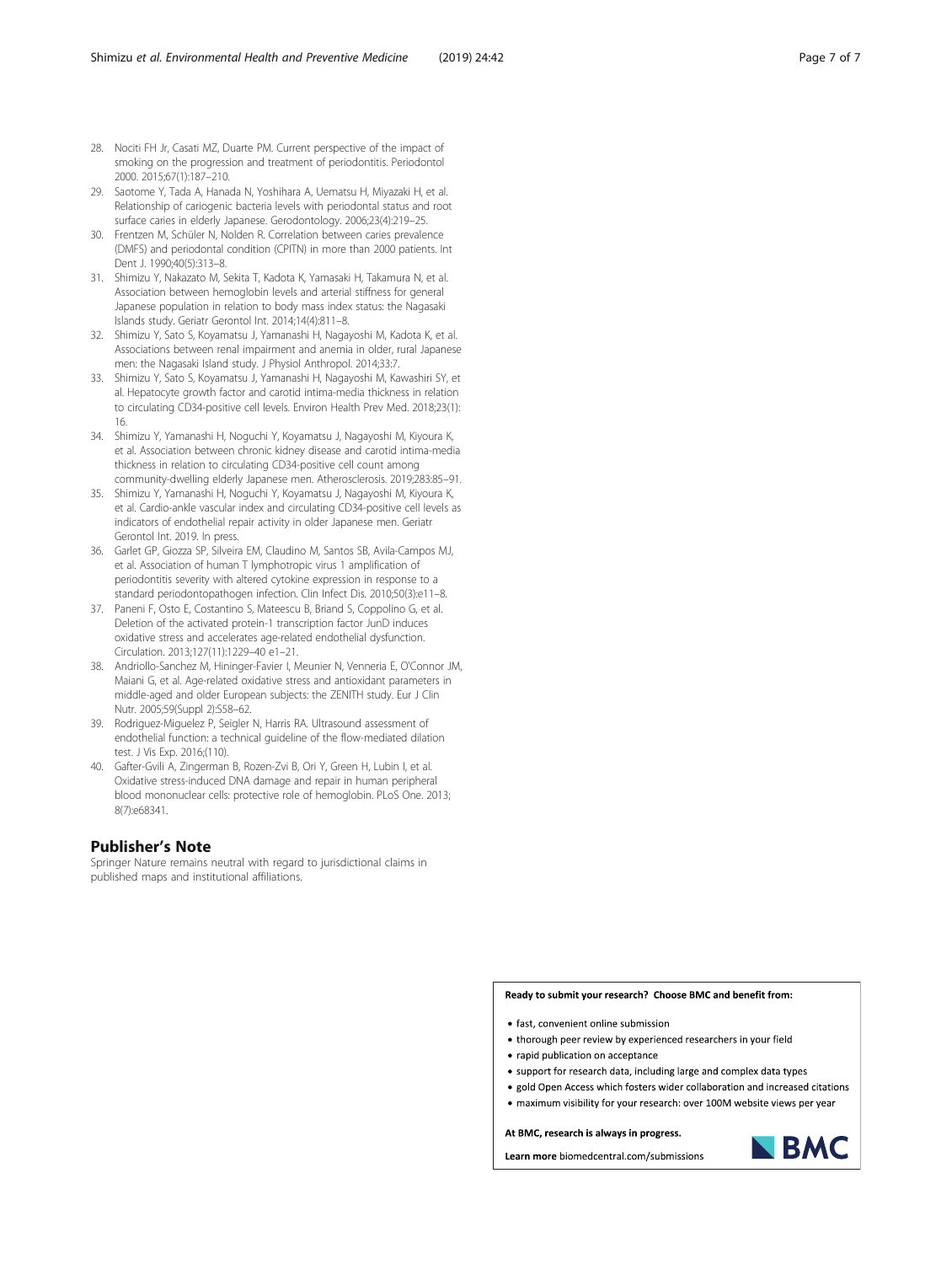28. Nociti FH Jr, Casati MZ, Duarte PM. Current perspective of the impact of smoking on the progression and treatment of periodontitis. Periodontol 2000. 2015;67(1):187–210.
29. Saotome Y, Tada A, Hanada N, Yoshihara A, Uematsu H, Miyazaki H, et al. Relationship of cariogenic bacteria levels with periodontal status and root surface caries in elderly Japanese. Gerodontology. 2006;23(4):219–25.
30. Frentzen M, Schüler N, Nolden R. Correlation between caries prevalence (DMFS) and periodontal condition (CPITN) in more than 2000 patients. Int Dent J. 1990;40(5):313–8.
31. Shimizu Y, Nakazato M, Sekita T, Kadota K, Yamasaki H, Takamura N, et al. Association between hemoglobin levels and arterial stiffness for general Japanese population in relation to body mass index status: the Nagasaki Islands study. Geriatr Gerontol Int. 2014;14(4):811–8.
32. Shimizu Y, Sato S, Koyamatsu J, Yamanashi H, Nagayoshi M, Kadota K, et al. Associations between renal impairment and anemia in older, rural Japanese men: the Nagasaki Island study. J Physiol Anthropol. 2014;33:7.
33. Shimizu Y, Sato S, Koyamatsu J, Yamanashi H, Nagayoshi M, Kawashiri SY, et al. Hepatocyte growth factor and carotid intima-media thickness in relation to circulating CD34-positive cell levels. Environ Health Prev Med. 2018;23(1):16.
34. Shimizu Y, Yamanashi H, Noguchi Y, Koyamatsu J, Nagayoshi M, Kiyoura K, et al. Association between chronic kidney disease and carotid intima-media thickness in relation to circulating CD34-positive cell count among community-dwelling elderly Japanese men. Atherosclerosis. 2019;283:85–91.
35. Shimizu Y, Yamanashi H, Noguchi Y, Koyamatsu J, Nagayoshi M, Kiyoura K, et al. Cardio-ankle vascular index and circulating CD34-positive cell levels as indicators of endothelial repair activity in older Japanese men. Geriatr Gerontol Int. 2019. In press.
36. Garlet GP, Giozza SP, Silveira EM, Claudino M, Santos SB, Avila-Campos MJ, et al. Association of human T lymphotropic virus 1 amplification of periodontitis severity with altered cytokine expression in response to a standard periodontopathogen infection. Clin Infect Dis. 2010;50(3):e11–8.
37. Paneni F, Osto E, Costantino S, Mateescu B, Briand S, Coppolino G, et al. Deletion of the activated protein-1 transcription factor JunD induces oxidative stress and accelerates age-related endothelial dysfunction. Circulation. 2013;127(11):1229–40 e1–21.
38. Andriollo-Sanchez M, Hininger-Favier I, Meunier N, Venneria E, O'Connor JM, Maiani G, et al. Age-related oxidative stress and antioxidant parameters in middle-aged and older European subjects: the ZENITH study. Eur J Clin Nutr. 2005;59(Suppl 2):S58–62.
39. Rodriguez-Miguelez P, Seigler N, Harris RA. Ultrasound assessment of endothelial function: a technical guideline of the flow-mediated dilation test. J Vis Exp. 2016;(110).
40. Gafter-Gvili A, Zingerman B, Rozen-Zvi B, Ori Y, Green H, Lubin I, et al. Oxidative stress-induced DNA damage and repair in human peripheral blood mononuclear cells: protective role of hemoglobin. PLoS One. 2013;8(7):e68341.

## Publisher's Note

Springer Nature remains neutral with regard to jurisdictional claims in published maps and institutional affiliations.

**Ready to submit your research? Choose BMC and benefit from:**

- fast, convenient online submission
- thorough peer review by experienced researchers in your field
- rapid publication on acceptance
- support for research data, including large and complex data types
- gold Open Access which fosters wider collaboration and increased citations
- maximum visibility for your research: over 100M website views per year

**At BMC, research is always in progress.**

**Learn more** biomedcentral.com/submissions

BMC